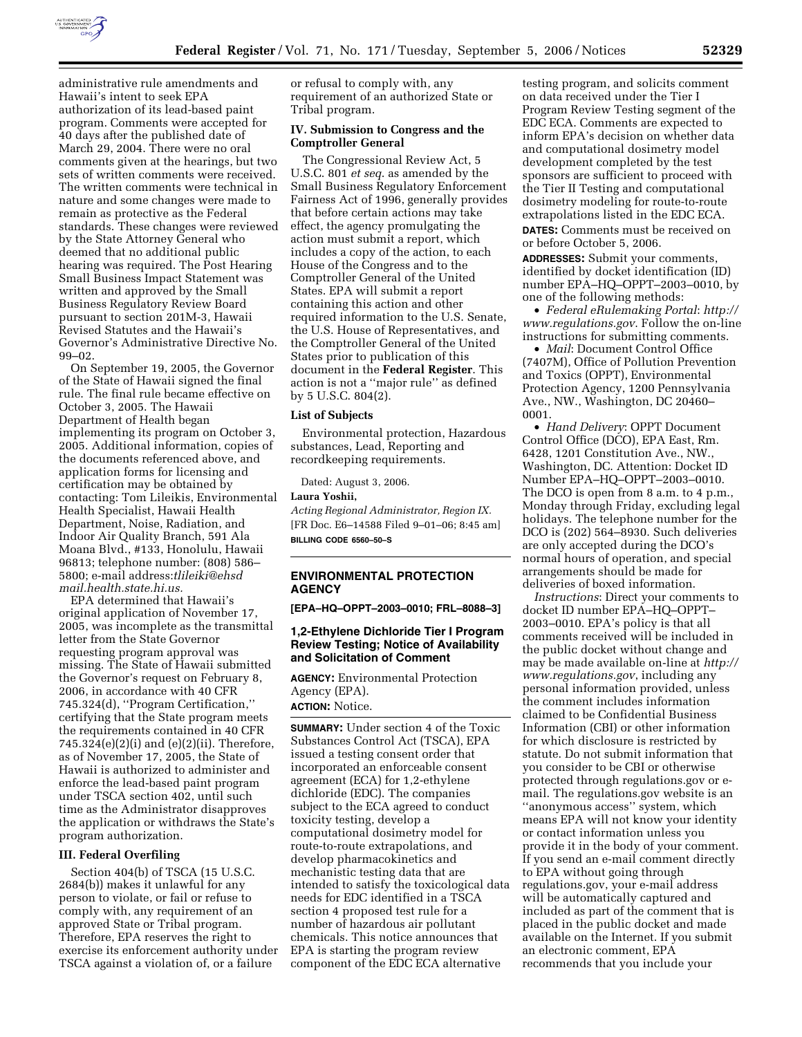administrative rule amendments and Hawaii's intent to seek EPA authorization of its lead-based paint program. Comments were accepted for 40 days after the published date of March 29, 2004. There were no oral comments given at the hearings, but two sets of written comments were received. The written comments were technical in nature and some changes were made to remain as protective as the Federal standards. These changes were reviewed by the State Attorney General who deemed that no additional public hearing was required. The Post Hearing Small Business Impact Statement was written and approved by the Small Business Regulatory Review Board pursuant to section 201M-3, Hawaii Revised Statutes and the Hawaii's Governor's Administrative Directive No. 99–02.

On September 19, 2005, the Governor of the State of Hawaii signed the final rule. The final rule became effective on October 3, 2005. The Hawaii Department of Health began implementing its program on October 3, 2005. Additional information, copies of the documents referenced above, and application forms for licensing and certification may be obtained by contacting: Tom Lileikis, Environmental Health Specialist, Hawaii Health Department, Noise, Radiation, and Indoor Air Quality Branch, 591 Ala Moana Blvd., #133, Honolulu, Hawaii 96813; telephone number: (808) 586–5800; e-mail address:*tlileiki@ehsd mail.health.state.hi.us.*

EPA determined that Hawaii's original application of November 17, 2005, was incomplete as the transmittal letter from the State Governor requesting program approval was missing. The State of Hawaii submitted the Governor's request on February 8, 2006, in accordance with 40 CFR 745.324(d), ''Program Certification,'' certifying that the State program meets the requirements contained in 40 CFR 745.324(e)(2)(i) and (e)(2)(ii). Therefore, as of November 17, 2005, the State of Hawaii is authorized to administer and enforce the lead-based paint program under TSCA section 402, until such time as the Administrator disapproves the application or withdraws the State's program authorization.

### III. Federal Overfiling

Section 404(b) of TSCA (15 U.S.C. 2684(b)) makes it unlawful for any person to violate, or fail or refuse to comply with, any requirement of an approved State or Tribal program. Therefore, EPA reserves the right to exercise its enforcement authority under TSCA against a violation of, or a failure or refusal to comply with, any requirement of an authorized State or Tribal program.

### IV. Submission to Congress and the Comptroller General

The Congressional Review Act, 5 U.S.C. 801 *et seq*. as amended by the Small Business Regulatory Enforcement Fairness Act of 1996, generally provides that before certain actions may take effect, the agency promulgating the action must submit a report, which includes a copy of the action, to each House of the Congress and to the Comptroller General of the United States. EPA will submit a report containing this action and other required information to the U.S. Senate, the U.S. House of Representatives, and the Comptroller General of the United States prior to publication of this document in the **Federal Register**. This action is not a ''major rule'' as defined by 5 U.S.C. 804(2).

### List of Subjects

Environmental protection, Hazardous substances, Lead, Reporting and recordkeeping requirements.

Dated: August 3, 2006.

**Laura Yoshii,**

*Acting Regional Administrator, Region IX.*

[FR Doc. E6–14588 Filed 9–01–06; 8:45 am]

**BILLING CODE 6560–50–S**

## ENVIRONMENTAL PROTECTION AGENCY

**[EPA–HQ–OPPT–2003–0010; FRL–8088–3]**

## 1,2-Ethylene Dichloride Tier I Program Review Testing; Notice of Availability and Solicitation of Comment

**AGENCY:** Environmental Protection Agency (EPA).

**ACTION:** Notice.

**SUMMARY:** Under section 4 of the Toxic Substances Control Act (TSCA), EPA issued a testing consent order that incorporated an enforceable consent agreement (ECA) for 1,2-ethylene dichloride (EDC). The companies subject to the ECA agreed to conduct toxicity testing, develop a computational dosimetry model for route-to-route extrapolations, and develop pharmacokinetics and mechanistic testing data that are intended to satisfy the toxicological data needs for EDC identified in a TSCA section 4 proposed test rule for a number of hazardous air pollutant chemicals. This notice announces that EPA is starting the program review component of the EDC ECA alternative testing program, and solicits comment on data received under the Tier I Program Review Testing segment of the EDC ECA. Comments are expected to inform EPA's decision on whether data and computational dosimetry model development completed by the test sponsors are sufficient to proceed with the Tier II Testing and computational dosimetry modeling for route-to-route extrapolations listed in the EDC ECA.

**DATES:** Comments must be received on or before October 5, 2006.

**ADDRESSES:** Submit your comments, identified by docket identification (ID) number EPA–HQ–OPPT–2003–0010, by one of the following methods:

- *Federal eRulemaking Portal*: *http://www.regulations.gov*. Follow the on-line instructions for submitting comments.
- *Mail*: Document Control Office (7407M), Office of Pollution Prevention and Toxics (OPPT), Environmental Protection Agency, 1200 Pennsylvania Ave., NW., Washington, DC 20460–0001.
- *Hand Delivery*: OPPT Document Control Office (DCO), EPA East, Rm. 6428, 1201 Constitution Ave., NW., Washington, DC. Attention: Docket ID Number EPA–HQ–OPPT–2003–0010. The DCO is open from 8 a.m. to 4 p.m., Monday through Friday, excluding legal holidays. The telephone number for the DCO is (202) 564–8930. Such deliveries are only accepted during the DCO's normal hours of operation, and special arrangements should be made for deliveries of boxed information.

*Instructions*: Direct your comments to docket ID number EPA–HQ–OPPT–2003–0010. EPA's policy is that all comments received will be included in the public docket without change and may be made available on-line at *http://www.regulations.gov*, including any personal information provided, unless the comment includes information claimed to be Confidential Business Information (CBI) or other information for which disclosure is restricted by statute. Do not submit information that you consider to be CBI or otherwise protected through regulations.gov or e-mail. The regulations.gov website is an ''anonymous access'' system, which means EPA will not know your identity or contact information unless you provide it in the body of your comment. If you send an e-mail comment directly to EPA without going through regulations.gov, your e-mail address will be automatically captured and included as part of the comment that is placed in the public docket and made available on the Internet. If you submit an electronic comment, EPA recommends that you include your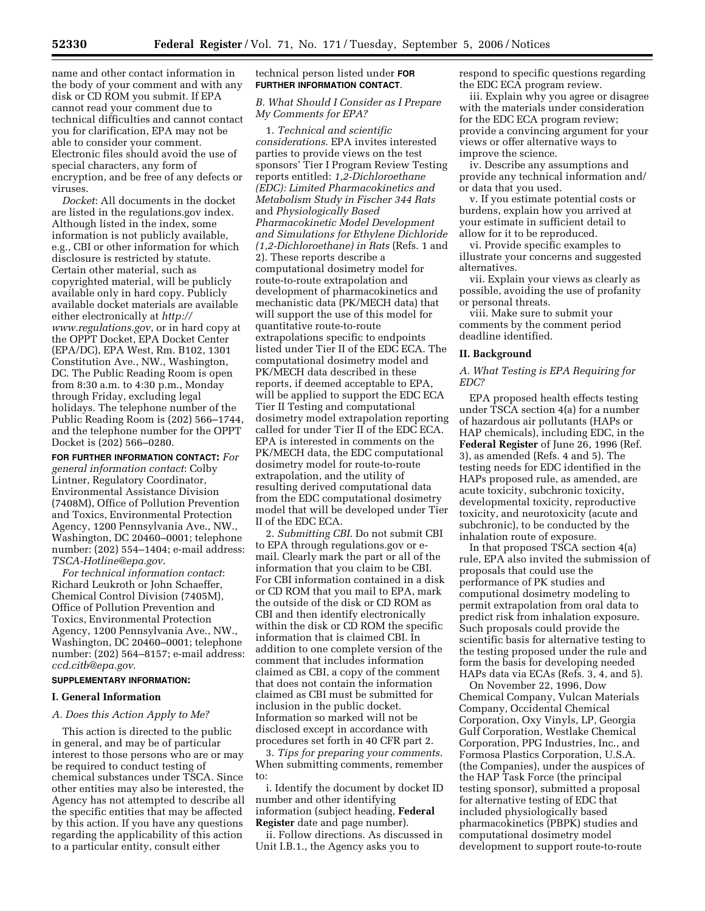name and other contact information in the body of your comment and with any disk or CD ROM you submit. If EPA cannot read your comment due to technical difficulties and cannot contact you for clarification, EPA may not be able to consider your comment. Electronic files should avoid the use of special characters, any form of encryption, and be free of any defects or viruses.

*Docket*: All documents in the docket are listed in the regulations.gov index. Although listed in the index, some information is not publicly available, e.g., CBI or other information for which disclosure is restricted by statute. Certain other material, such as copyrighted material, will be publicly available only in hard copy. Publicly available docket materials are available either electronically at *http://www.regulations.gov*, or in hard copy at the OPPT Docket, EPA Docket Center (EPA/DC), EPA West, Rm. B102, 1301 Constitution Ave., NW., Washington, DC. The Public Reading Room is open from 8:30 a.m. to 4:30 p.m., Monday through Friday, excluding legal holidays. The telephone number of the Public Reading Room is (202) 566–1744, and the telephone number for the OPPT Docket is (202) 566–0280.

**FOR FURTHER INFORMATION CONTACT:** *For general information contact*: Colby Lintner, Regulatory Coordinator, Environmental Assistance Division (7408M), Office of Pollution Prevention and Toxics, Environmental Protection Agency, 1200 Pennsylvania Ave., NW., Washington, DC 20460–0001; telephone number: (202) 554–1404; e-mail address: *TSCA-Hotline@epa.gov*.

*For technical information contact*: Richard Leukroth or John Schaeffer, Chemical Control Division (7405M), Office of Pollution Prevention and Toxics, Environmental Protection Agency, 1200 Pennsylvania Ave., NW., Washington, DC 20460–0001; telephone number: (202) 564–8157; e-mail address: *ccd.citb@epa.gov*.

**SUPPLEMENTARY INFORMATION:**

## I. General Information

### A. Does this Action Apply to Me?

This action is directed to the public in general, and may be of particular interest to those persons who are or may be required to conduct testing of chemical substances under TSCA. Since other entities may also be interested, the Agency has not attempted to describe all the specific entities that may be affected by this action. If you have any questions regarding the applicability of this action to a particular entity, consult either technical person listed under **FOR FURTHER INFORMATION CONTACT**.

### B. What Should I Consider as I Prepare My Comments for EPA?

1. *Technical and scientific considerations*. EPA invites interested parties to provide views on the test sponsors' Tier I Program Review Testing reports entitled: *1,2-Dichloroethane (EDC): Limited Pharmacokinetics and Metabolism Study in Fischer 344 Rats* and *Physiologically Based Pharmacokinetic Model Development and Simulations for Ethylene Dichloride (1,2-Dichloroethane) in Rats* (Refs. 1 and 2). These reports describe a computational dosimetry model for route-to-route extrapolation and development of pharmacokinetics and mechanistic data (PK/MECH data) that will support the use of this model for quantitative route-to-route extrapolations specific to endpoints listed under Tier II of the EDC ECA. The computational dosimetry model and PK/MECH data described in these reports, if deemed acceptable to EPA, will be applied to support the EDC ECA Tier II Testing and computational dosimetry model extrapolation reporting called for under Tier II of the EDC ECA. EPA is interested in comments on the PK/MECH data, the EDC computational dosimetry model for route-to-route extrapolation, and the utility of resulting derived computational data from the EDC computational dosimetry model that will be developed under Tier II of the EDC ECA.

2. *Submitting CBI*. Do not submit CBI to EPA through regulations.gov or e-mail. Clearly mark the part or all of the information that you claim to be CBI. For CBI information contained in a disk or CD ROM that you mail to EPA, mark the outside of the disk or CD ROM as CBI and then identify electronically within the disk or CD ROM the specific information that is claimed CBI. In addition to one complete version of the comment that includes information claimed as CBI, a copy of the comment that does not contain the information claimed as CBI must be submitted for inclusion in the public docket. Information so marked will not be disclosed except in accordance with procedures set forth in 40 CFR part 2.

3. *Tips for preparing your comments*. When submitting comments, remember to:

i. Identify the document by docket ID number and other identifying information (subject heading, **Federal Register** date and page number).

ii. Follow directions. As discussed in Unit I.B.1., the Agency asks you to respond to specific questions regarding the EDC ECA program review.

iii. Explain why you agree or disagree with the materials under consideration for the EDC ECA program review; provide a convincing argument for your views or offer alternative ways to improve the science.

iv. Describe any assumptions and provide any technical information and/or data that you used.

v. If you estimate potential costs or burdens, explain how you arrived at your estimate in sufficient detail to allow for it to be reproduced.

vi. Provide specific examples to illustrate your concerns and suggested alternatives.

vii. Explain your views as clearly as possible, avoiding the use of profanity or personal threats.

viii. Make sure to submit your comments by the comment period deadline identified.

## II. Background

### A. What Testing is EPA Requiring for EDC?

EPA proposed health effects testing under TSCA section 4(a) for a number of hazardous air pollutants (HAPs or HAP chemicals), including EDC, in the **Federal Register** of June 26, 1996 (Ref. 3), as amended (Refs. 4 and 5). The testing needs for EDC identified in the HAPs proposed rule, as amended, are acute toxicity, subchronic toxicity, developmental toxicity, reproductive toxicity, and neurotoxicity (acute and subchronic), to be conducted by the inhalation route of exposure.

In that proposed TSCA section 4(a) rule, EPA also invited the submission of proposals that could use the performance of PK studies and computional dosimetry modeling to permit extrapolation from oral data to predict risk from inhalation exposure. Such proposals could provide the scientific basis for alternative testing to the testing proposed under the rule and form the basis for developing needed HAPs data via ECAs (Refs. 3, 4, and 5).

On November 22, 1996, Dow Chemical Company, Vulcan Materials Company, Occidental Chemical Corporation, Oxy Vinyls, LP, Georgia Gulf Corporation, Westlake Chemical Corporation, PPG Industries, Inc., and Formosa Plastics Corporation, U.S.A. (the Companies), under the auspices of the HAP Task Force (the principal testing sponsor), submitted a proposal for alternative testing of EDC that included physiologically based pharmacokinetics (PBPK) studies and computational dosimetry model development to support route-to-route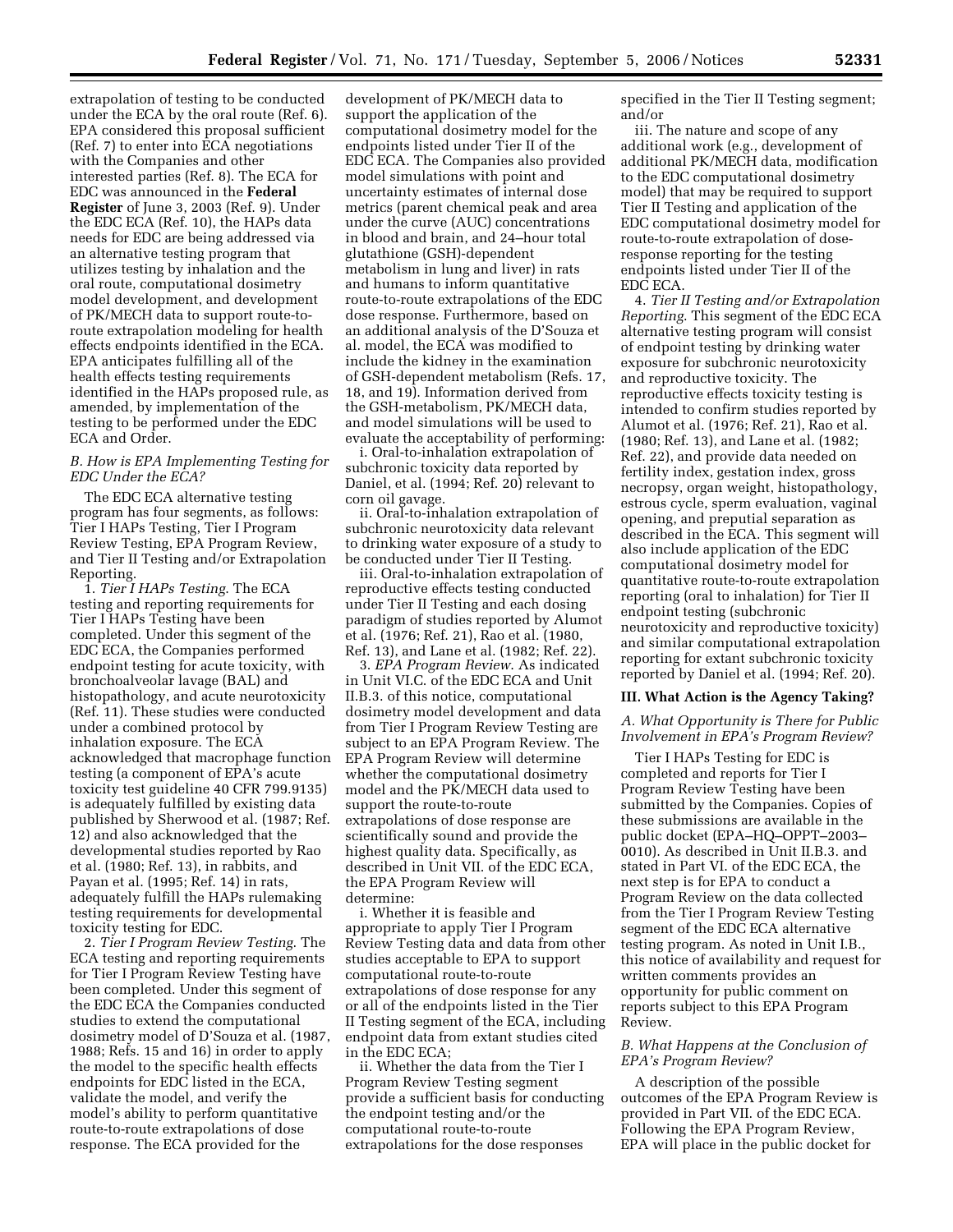extrapolation of testing to be conducted under the ECA by the oral route (Ref. 6). EPA considered this proposal sufficient (Ref. 7) to enter into ECA negotiations with the Companies and other interested parties (Ref. 8). The ECA for EDC was announced in the **Federal Register** of June 3, 2003 (Ref. 9). Under the EDC ECA (Ref. 10), the HAPs data needs for EDC are being addressed via an alternative testing program that utilizes testing by inhalation and the oral route, computational dosimetry model development, and development of PK/MECH data to support route-to-route extrapolation modeling for health effects endpoints identified in the ECA. EPA anticipates fulfilling all of the health effects testing requirements identified in the HAPs proposed rule, as amended, by implementation of the testing to be performed under the EDC ECA and Order.

### *B. How is EPA Implementing Testing for EDC Under the ECA?*

The EDC ECA alternative testing program has four segments, as follows: Tier I HAPs Testing, Tier I Program Review Testing, EPA Program Review, and Tier II Testing and/or Extrapolation Reporting.

1. *Tier I HAPs Testing.* The ECA testing and reporting requirements for Tier I HAPs Testing have been completed. Under this segment of the EDC ECA, the Companies performed endpoint testing for acute toxicity, with bronchoalveolar lavage (BAL) and histopathology, and acute neurotoxicity (Ref. 11). These studies were conducted under a combined protocol by inhalation exposure. The ECA acknowledged that macrophage function testing (a component of EPA's acute toxicity test guideline 40 CFR 799.9135) is adequately fulfilled by existing data published by Sherwood et al. (1987; Ref. 12) and also acknowledged that the developmental studies reported by Rao et al. (1980; Ref. 13), in rabbits, and Payan et al. (1995; Ref. 14) in rats, adequately fulfill the HAPs rulemaking testing requirements for developmental toxicity testing for EDC.

2. *Tier I Program Review Testing.* The ECA testing and reporting requirements for Tier I Program Review Testing have been completed. Under this segment of the EDC ECA the Companies conducted studies to extend the computational dosimetry model of D'Souza et al. (1987, 1988; Refs. 15 and 16) in order to apply the model to the specific health effects endpoints for EDC listed in the ECA, validate the model, and verify the model's ability to perform quantitative route-to-route extrapolations of dose response. The ECA provided for the development of PK/MECH data to support the application of the computational dosimetry model for the endpoints listed under Tier II of the EDC ECA. The Companies also provided model simulations with point and uncertainty estimates of internal dose metrics (parent chemical peak and area under the curve (AUC) concentrations in blood and brain, and 24–hour total glutathione (GSH)-dependent metabolism in lung and liver) in rats and humans to inform quantitative route-to-route extrapolations of the EDC dose response. Furthermore, based on an additional analysis of the D'Souza et al. model, the ECA was modified to include the kidney in the examination of GSH-dependent metabolism (Refs. 17, 18, and 19). Information derived from the GSH-metabolism, PK/MECH data, and model simulations will be used to evaluate the acceptability of performing:

i. Oral-to-inhalation extrapolation of subchronic toxicity data reported by Daniel, et al. (1994; Ref. 20) relevant to corn oil gavage.

ii. Oral-to-inhalation extrapolation of subchronic neurotoxicity data relevant to drinking water exposure of a study to be conducted under Tier II Testing.

iii. Oral-to-inhalation extrapolation of reproductive effects testing conducted under Tier II Testing and each dosing paradigm of studies reported by Alumot et al. (1976; Ref. 21), Rao et al. (1980, Ref. 13), and Lane et al. (1982; Ref. 22).

3. *EPA Program Review.* As indicated in Unit VI.C. of the EDC ECA and Unit II.B.3. of this notice, computational dosimetry model development and data from Tier I Program Review Testing are subject to an EPA Program Review. The EPA Program Review will determine whether the computational dosimetry model and the PK/MECH data used to support the route-to-route extrapolations of dose response are scientifically sound and provide the highest quality data. Specifically, as described in Unit VII. of the EDC ECA, the EPA Program Review will determine:

i. Whether it is feasible and appropriate to apply Tier I Program Review Testing data and data from other studies acceptable to EPA to support computational route-to-route extrapolations of dose response for any or all of the endpoints listed in the Tier II Testing segment of the ECA, including endpoint data from extant studies cited in the EDC ECA;

ii. Whether the data from the Tier I Program Review Testing segment provide a sufficient basis for conducting the endpoint testing and/or the computational route-to-route extrapolations for the dose responses specified in the Tier II Testing segment; and/or

iii. The nature and scope of any additional work (e.g., development of additional PK/MECH data, modification to the EDC computational dosimetry model) that may be required to support Tier II Testing and application of the EDC computational dosimetry model for route-to-route extrapolation of dose-response reporting for the testing endpoints listed under Tier II of the EDC ECA.

4. *Tier II Testing and/or Extrapolation Reporting.* This segment of the EDC ECA alternative testing program will consist of endpoint testing by drinking water exposure for subchronic neurotoxicity and reproductive toxicity. The reproductive effects toxicity testing is intended to confirm studies reported by Alumot et al. (1976; Ref. 21), Rao et al. (1980; Ref. 13), and Lane et al. (1982; Ref. 22), and provide data needed on fertility index, gestation index, gross necropsy, organ weight, histopathology, estrous cycle, sperm evaluation, vaginal opening, and preputial separation as described in the ECA. This segment will also include application of the EDC computational dosimetry model for quantitative route-to-route extrapolation reporting (oral to inhalation) for Tier II endpoint testing (subchronic neurotoxicity and reproductive toxicity) and similar computational extrapolation reporting for extant subchronic toxicity reported by Daniel et al. (1994; Ref. 20).

## III. What Action is the Agency Taking?

### *A. What Opportunity is There for Public Involvement in EPA's Program Review?*

Tier I HAPs Testing for EDC is completed and reports for Tier I Program Review Testing have been submitted by the Companies. Copies of these submissions are available in the public docket (EPA–HQ–OPPT–2003–0010). As described in Unit II.B.3. and stated in Part VI. of the EDC ECA, the next step is for EPA to conduct a Program Review on the data collected from the Tier I Program Review Testing segment of the EDC ECA alternative testing program. As noted in Unit I.B., this notice of availability and request for written comments provides an opportunity for public comment on reports subject to this EPA Program Review.

### *B. What Happens at the Conclusion of EPA's Program Review?*

A description of the possible outcomes of the EPA Program Review is provided in Part VII. of the EDC ECA. Following the EPA Program Review, EPA will place in the public docket for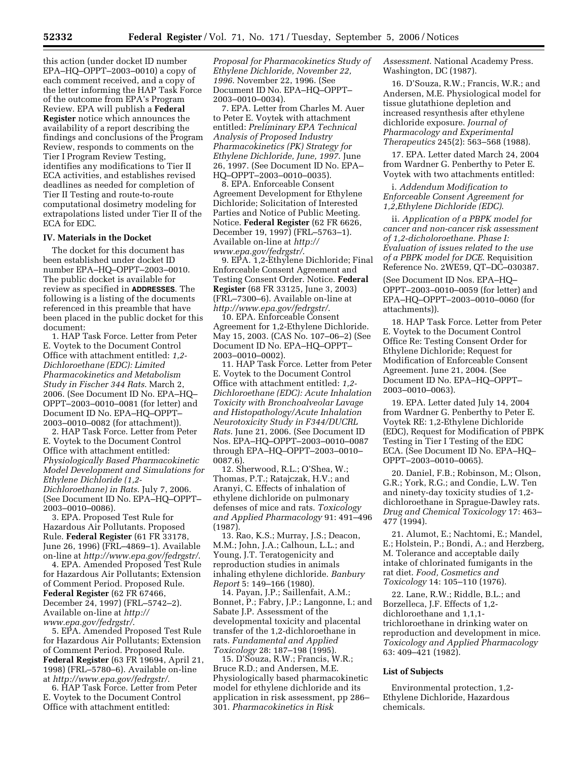this action (under docket ID number EPA–HQ–OPPT–2003–0010) a copy of each comment received, and a copy of the letter informing the HAP Task Force of the outcome from EPA's Program Review. EPA will publish a **Federal Register** notice which announces the availability of a report describing the findings and conclusions of the Program Review, responds to comments on the Tier I Program Review Testing, identifies any modifications to Tier II ECA activities, and establishes revised deadlines as needed for completion of Tier II Testing and route-to-route computational dosimetry modeling for extrapolations listed under Tier II of the ECA for EDC.

**IV. Materials in the Docket**

The docket for this document has been established under docket ID number EPA–HQ–OPPT–2003–0010. The public docket is available for review as specified in **ADDRESSES**. The following is a listing of the documents referenced in this preamble that have been placed in the public docket for this document:

1. HAP Task Force. Letter from Peter E. Voytek to the Document Control Office with attachment entitled: *1,2-Dichloroethane (EDC): Limited Pharmacokinetics and Metabolism Study in Fischer 344 Rats.* March 2, 2006. (See Document ID No. EPA–HQ–OPPT–2003–0010–0081 (for letter) and Document ID No. EPA–HQ–OPPT–2003–0010–0082 (for attachment)).

2. HAP Task Force. Letter from Peter E. Voytek to the Document Control Office with attachment entitled: *Physiologically Based Pharmacokinetic Model Development and Simulations for Ethylene Dichloride (1,2-Dichloroethane) in Rats.* July 7, 2006. (See Document ID No. EPA–HQ–OPPT–2003–0010–0086).

3. EPA. Proposed Test Rule for Hazardous Air Pollutants. Proposed Rule. **Federal Register** (61 FR 33178, June 26, 1996) (FRL–4869–1). Available on-line at *http://www.epa.gov/fedrgstr/*.

4. EPA. Amended Proposed Test Rule for Hazardous Air Pollutants; Extension of Comment Period. Proposed Rule. **Federal Register** (62 FR 67466, December 24, 1997) (FRL–5742–2). Available on-line at *http://www.epa.gov/fedrgstr/*.

5. EPA. Amended Proposed Test Rule for Hazardous Air Pollutants; Extension of Comment Period. Proposed Rule. **Federal Register** (63 FR 19694, April 21, 1998) (FRL–5780–6). Available on-line at *http://www.epa.gov/fedrgstr/*.

6. HAP Task Force. Letter from Peter E. Voytek to the Document Control Office with attachment entitled: *Proposal for Pharmacokinetics Study of Ethylene Dichloride, November 22, 1996.* November 22, 1996. (See Document ID No. EPA–HQ–OPPT–2003–0010–0034).

7. EPA. Letter from Charles M. Auer to Peter E. Voytek with attachment entitled: *Preliminary EPA Technical Analysis of Proposed Industry Pharmacokinetics (PK) Strategy for Ethylene Dichloride, June, 1997.* June 26, 1997. (See Document ID No. EPA–HQ–OPPT–2003–0010–0035).

8. EPA. Enforceable Consent Agreement Development for Ethylene Dichloride; Solicitation of Interested Parties and Notice of Public Meeting. Notice. **Federal Register** (62 FR 6626, December 19, 1997) (FRL–5763–1). Available on-line at *http://www.epa.gov/fedrgstr/*.

9. EPA. 1,2-Ethylene Dichloride; Final Enforceable Consent Agreement and Testing Consent Order. Notice. **Federal Register** (68 FR 33125, June 3, 2003) (FRL–7300–6). Available on-line at *http://www.epa.gov/fedrgstr/*.

10. EPA. Enforceable Consent Agreement for 1,2-Ethylene Dichloride. May 15, 2003. (CAS No. 107–06–2) (See Document ID No. EPA–HQ–OPPT–2003–0010–0002).

11. HAP Task Force. Letter from Peter E. Voytek to the Document Control Office with attachment entitled: *1,2-Dichloroethane (EDC): Acute Inhalation Toxicity with Bronchoalveolar Lavage and Histopathology/Acute Inhalation Neurotoxicity Study in F344/DUCRL Rats.* June 21, 2006. (See Document ID Nos. EPA–HQ–OPPT–2003–0010–0087 through EPA–HQ–OPPT–2003–0010–0087.6).

12. Sherwood, R.L.; O'Shea, W.; Thomas, P.T.; Ratajczak, H.V.; and Aranyi, C. Effects of inhalation of ethylene dichloride on pulmonary defenses of mice and rats. *Toxicology and Applied Pharmacology* 91: 491–496 (1987).

13. Rao, K.S.; Murray, J.S.; Deacon, M.M.; John, J.A.; Calhoun, L.L.; and Young, J.T. Teratogenicity and reproduction studies in animals inhaling ethylene dichloride. *Banbury Report* 5: 149–166 (1980).

14. Payan, J.P.; Saillenfait, A.M.; Bonnet, P.; Fabry, J.P.; Langonne, I.; and Sabate J.P. Assessment of the developmental toxicity and placental transfer of the 1,2-dichloroethane in rats. *Fundamental and Applied Toxicology* 28: 187–198 (1995).

15. D'Souza, R.W.; Francis, W.R.; Bruce R.D.; and Andersen, M.E. Physiologically based pharmacokinetic model for ethylene dichloride and its application in risk assessment, pp 286–301. *Pharmacokinetics in Risk Assessment.* National Academy Press. Washington, DC (1987).

16. D'Souza, R.W.; Francis, W.R.; and Andersen, M.E. Physiological model for tissue glutathione depletion and increased resynthesis after ethylene dichloride exposure. *Journal of Pharmacology and Experimental Therapeutics* 245(2): 563–568 (1988).

17. EPA. Letter dated March 24, 2004 from Wardner G. Penberthy to Peter E. Voytek with two attachments entitled:

i. *Addendum Modification to Enforceable Consent Agreement for 1,2,Ethylene Dichloride (EDC).*

ii. *Application of a PBPK model for cancer and non-cancer risk assessment of 1,2-dicholoroethane. Phase I: Evaluation of issues related to the use of a PBPK model for DCE.* Requisition Reference No. 2WE59, QT–DC–030387.

(See Document ID Nos. EPA–HQ–OPPT–2003–0010–0059 (for letter) and EPA–HQ–OPPT–2003–0010–0060 (for attachments)).

18. HAP Task Force. Letter from Peter E. Voytek to the Document Control Office Re: Testing Consent Order for Ethylene Dichloride; Request for Modification of Enforceable Consent Agreement. June 21, 2004. (See Document ID No. EPA–HQ–OPPT–2003–0010–0063).

19. EPA. Letter dated July 14, 2004 from Wardner G. Penberthy to Peter E. Voytek RE: 1,2-Ethylene Dichloride (EDC), Request for Modification of PBPK Testing in Tier I Testing of the EDC ECA. (See Document ID No. EPA–HQ–OPPT–2003–0010–0065).

20. Daniel, F.B.; Robinson, M.; Olson, G.R.; York, R.G.; and Condie, L.W. Ten and ninety-day toxicity studies of 1,2-dichloroethane in Sprague-Dawley rats. *Drug and Chemical Toxicology* 17: 463–477 (1994).

21. Alumot, E.; Nachtomi, E.; Mandel, E.; Holstein, P.; Bondi, A.; and Herzberg, M. Tolerance and acceptable daily intake of chlorinated fumigants in the rat diet. *Food, Cosmetics and Toxicology* 14: 105–110 (1976).

22. Lane, R.W.; Riddle, B.L.; and Borzelleca, J.F. Effects of 1,2-dichloroethane and 1,1,1-trichloroethane in drinking water on reproduction and development in mice. *Toxicology and Applied Pharmacology* 63: 409–421 (1982).

**List of Subjects**

Environmental protection, 1,2-Ethylene Dichloride, Hazardous chemicals.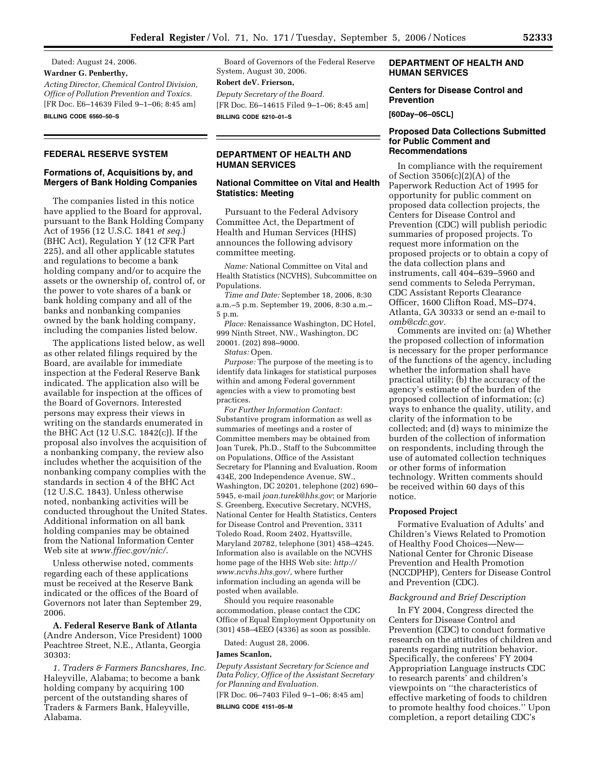Dated: August 24, 2006.

**Wardner G. Penberthy,**

*Acting Director, Chemical Control Division, Office of Pollution Prevention and Toxics.*

[FR Doc. E6–14639 Filed 9–1–06; 8:45 am]

**BILLING CODE 6560–50–S**

## FEDERAL RESERVE SYSTEM

### Formations of, Acquisitions by, and Mergers of Bank Holding Companies

The companies listed in this notice have applied to the Board for approval, pursuant to the Bank Holding Company Act of 1956 (12 U.S.C. 1841 *et seq.*) (BHC Act), Regulation Y (12 CFR Part 225), and all other applicable statutes and regulations to become a bank holding company and/or to acquire the assets or the ownership of, control of, or the power to vote shares of a bank or bank holding company and all of the banks and nonbanking companies owned by the bank holding company, including the companies listed below.

The applications listed below, as well as other related filings required by the Board, are available for immediate inspection at the Federal Reserve Bank indicated. The application also will be available for inspection at the offices of the Board of Governors. Interested persons may express their views in writing on the standards enumerated in the BHC Act (12 U.S.C. 1842(c)). If the proposal also involves the acquisition of a nonbanking company, the review also includes whether the acquisition of the nonbanking company complies with the standards in section 4 of the BHC Act (12 U.S.C. 1843). Unless otherwise noted, nonbanking activities will be conducted throughout the United States. Additional information on all bank holding companies may be obtained from the National Information Center Web site at *www.ffiec.gov/nic/.*

Unless otherwise noted, comments regarding each of these applications must be received at the Reserve Bank indicated or the offices of the Board of Governors not later than September 29, 2006.

**A. Federal Reserve Bank of Atlanta** (Andre Anderson, Vice President) 1000 Peachtree Street, N.E., Atlanta, Georgia 30303:

*1. Traders & Farmers Bancshares, Inc.* Haleyville, Alabama; to become a bank holding company by acquiring 100 percent of the outstanding shares of Traders & Farmers Bank, Haleyville, Alabama.

Board of Governors of the Federal Reserve System, August 30, 2006.

**Robert deV. Frierson,**

*Deputy Secretary of the Board.*

[FR Doc. E6–14615 Filed 9–1–06; 8:45 am]

**BILLING CODE 6210–01–S**

## DEPARTMENT OF HEALTH AND HUMAN SERVICES

### National Committee on Vital and Health Statistics: Meeting

Pursuant to the Federal Advisory Committee Act, the Department of Health and Human Services (HHS) announces the following advisory committee meeting.

*Name:* National Committee on Vital and Health Statistics (NCVHS), Subcommittee on Populations.

*Time and Date:* September 18, 2006, 8:30 a.m.–5 p.m. September 19, 2006, 8:30 a.m.–5 p.m.

*Place:* Renaissance Washington, DC Hotel, 999 Ninth Street, NW., Washington, DC 20001. (202) 898–9000.

*Status:* Open.

*Purpose:* The purpose of the meeting is to identify data linkages for statistical purposes within and among Federal government agencies with a view to promoting best practices.

*For Further Information Contact:* Substantive program information as well as summaries of meetings and a roster of Committee members may be obtained from Joan Turek, Ph.D., Staff to the Subcommittee on Populations, Office of the Assistant Secretary for Planning and Evaluation, Room 434E, 200 Independence Avenue, SW., Washington, DC 20201, telephone (202) 690–5945, e-mail *joan.turek@hhs.gov*; or Marjorie S. Greenberg, Executive Secretary, NCVHS, National Center for Health Statistics, Centers for Disease Control and Prevention, 3311 Toledo Road, Room 2402, Hyattsville, Maryland 20782, telephone (301) 458–4245. Information also is available on the NCVHS home page of the HHS Web site: *http://www.ncvhs.hhs.gov/,* where further information including an agenda will be posted when available.

Should you require reasonable accommodation, please contact the CDC Office of Equal Employment Opportunity on (301) 458–4EEO (4336) as soon as possible.

Dated: August 28, 2006.

**James Scanlon,**

*Deputy Assistant Secretary for Science and Data Policy, Office of the Assistant Secretary for Planning and Evaluation.*

[FR Doc. 06–7403 Filed 9–1–06; 8:45 am]

**BILLING CODE 4151–05–M**

## DEPARTMENT OF HEALTH AND HUMAN SERVICES

### Centers for Disease Control and Prevention

**[60Day–06–05CL]**

### Proposed Data Collections Submitted for Public Comment and Recommendations

In compliance with the requirement of Section 3506(c)(2)(A) of the Paperwork Reduction Act of 1995 for opportunity for public comment on proposed data collection projects, the Centers for Disease Control and Prevention (CDC) will publish periodic summaries of proposed projects. To request more information on the proposed projects or to obtain a copy of the data collection plans and instruments, call 404–639–5960 and send comments to Seleda Perryman, CDC Assistant Reports Clearance Officer, 1600 Clifton Road, MS–D74, Atlanta, GA 30333 or send an e-mail to *omb@cdc.gov.*

Comments are invited on: (a) Whether the proposed collection of information is necessary for the proper performance of the functions of the agency, including whether the information shall have practical utility; (b) the accuracy of the agency's estimate of the burden of the proposed collection of information; (c) ways to enhance the quality, utility, and clarity of the information to be collected; and (d) ways to minimize the burden of the collection of information on respondents, including through the use of automated collection techniques or other forms of information technology. Written comments should be received within 60 days of this notice.

**Proposed Project**

Formative Evaluation of Adults' and Children's Views Related to Promotion of Healthy Food Choices—New—National Center for Chronic Disease Prevention and Health Promotion (NCCDPHP), Centers for Disease Control and Prevention (CDC).

*Background and Brief Description*

In FY 2004, Congress directed the Centers for Disease Control and Prevention (CDC) to conduct formative research on the attitudes of children and parents regarding nutrition behavior. Specifically, the conferees' FY 2004 Appropriation Language instructs CDC to research parents' and children's viewpoints on ''the characteristics of effective marketing of foods to children to promote healthy food choices.'' Upon completion, a report detailing CDC's